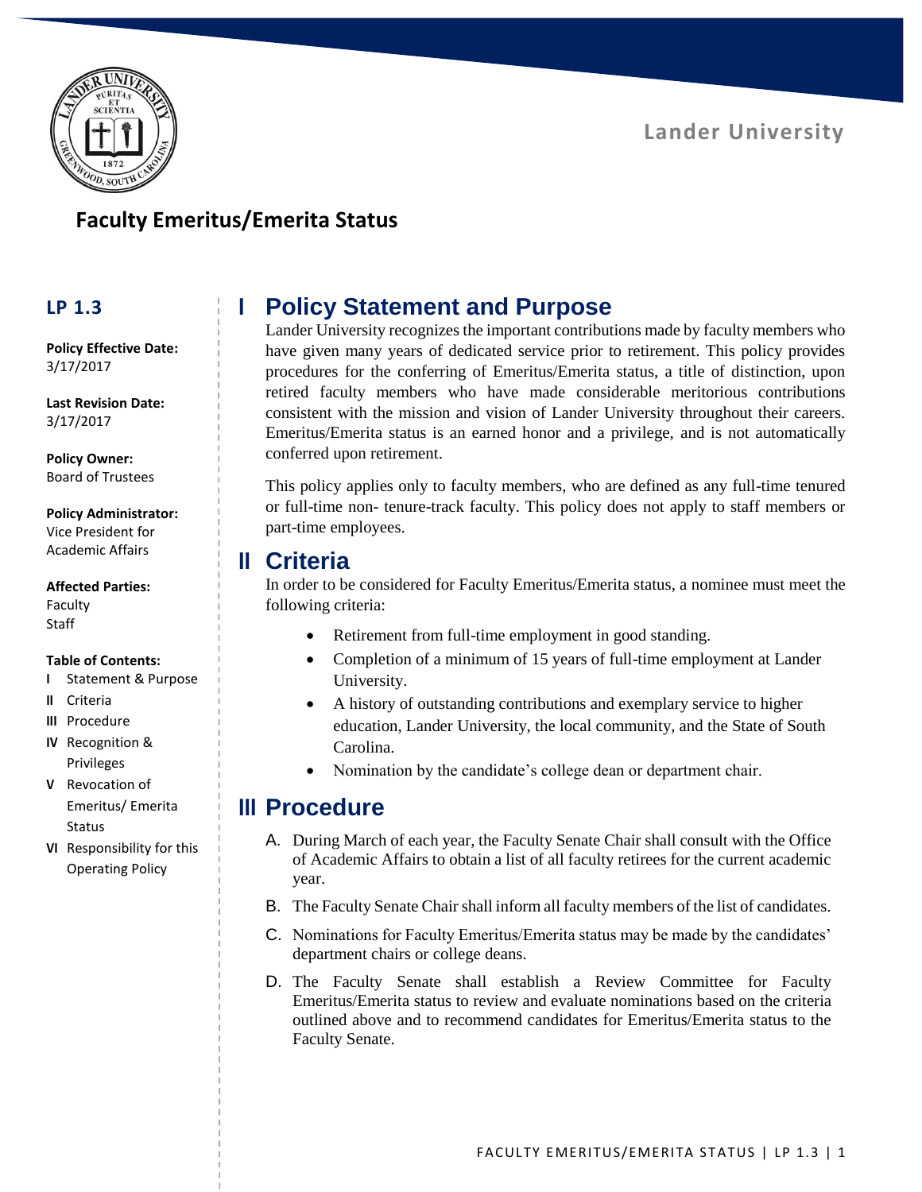Lander University

# Faculty Emeritus/Emerita Status

**LP 1.3**

**Policy Effective Date:**
3/17/2017

**Last Revision Date:**
3/17/2017

**Policy Owner:**
Board of Trustees

**Policy Administrator:**
Vice President for Academic Affairs

**Affected Parties:**
Faculty
Staff

**Table of Contents:**

- **I** Statement & Purpose
- **II** Criteria
- **III** Procedure
- **IV** Recognition & Privileges
- **V** Revocation of Emeritus/ Emerita Status
- **VI** Responsibility for this Operating Policy

## I Policy Statement and Purpose

Lander University recognizes the important contributions made by faculty members who have given many years of dedicated service prior to retirement. This policy provides procedures for the conferring of Emeritus/Emerita status, a title of distinction, upon retired faculty members who have made considerable meritorious contributions consistent with the mission and vision of Lander University throughout their careers. Emeritus/Emerita status is an earned honor and a privilege, and is not automatically conferred upon retirement.

This policy applies only to faculty members, who are defined as any full-time tenured or full-time non- tenure-track faculty. This policy does not apply to staff members or part-time employees.

## II Criteria

In order to be considered for Faculty Emeritus/Emerita status, a nominee must meet the following criteria:

- Retirement from full-time employment in good standing.
- Completion of a minimum of 15 years of full-time employment at Lander University.
- A history of outstanding contributions and exemplary service to higher education, Lander University, the local community, and the State of South Carolina.
- Nomination by the candidate's college dean or department chair.

## III Procedure

A. During March of each year, the Faculty Senate Chair shall consult with the Office of Academic Affairs to obtain a list of all faculty retirees for the current academic year.

B. The Faculty Senate Chair shall inform all faculty members of the list of candidates.

C. Nominations for Faculty Emeritus/Emerita status may be made by the candidates' department chairs or college deans.

D. The Faculty Senate shall establish a Review Committee for Faculty Emeritus/Emerita status to review and evaluate nominations based on the criteria outlined above and to recommend candidates for Emeritus/Emerita status to the Faculty Senate.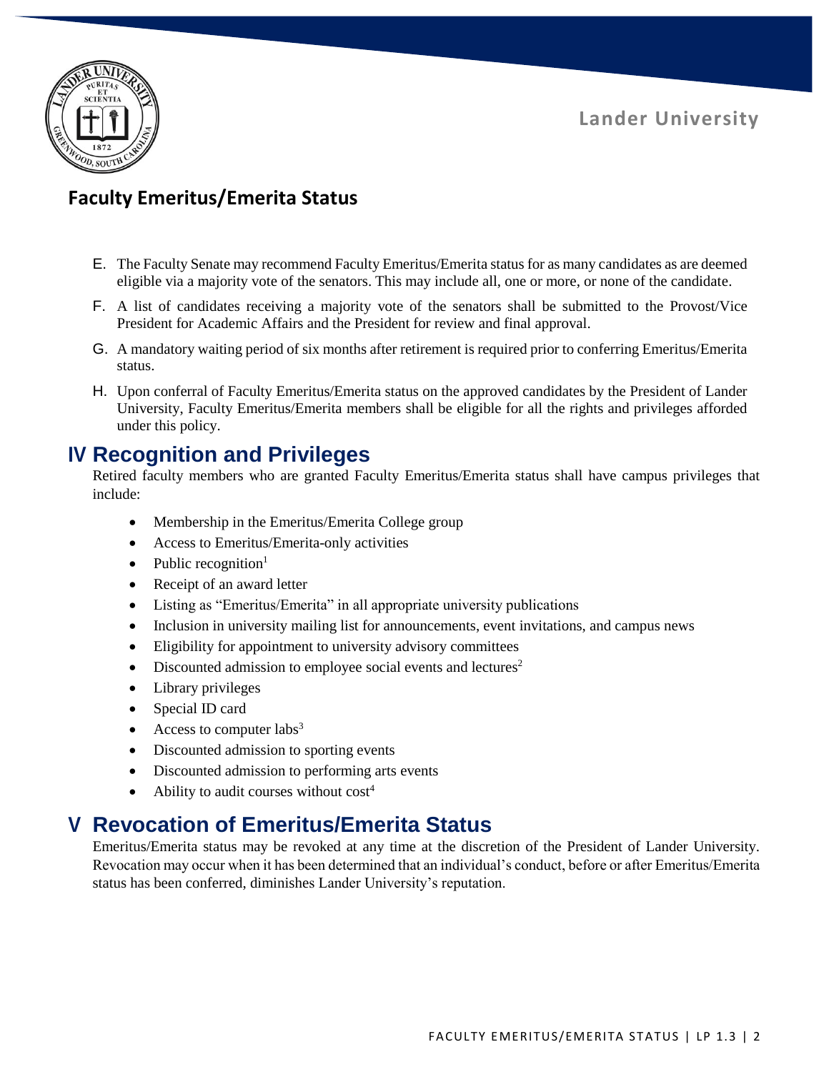## Faculty Emeritus/Emerita Status

E. The Faculty Senate may recommend Faculty Emeritus/Emerita status for as many candidates as are deemed eligible via a majority vote of the senators. This may include all, one or more, or none of the candidate.

F. A list of candidates receiving a majority vote of the senators shall be submitted to the Provost/Vice President for Academic Affairs and the President for review and final approval.

G. A mandatory waiting period of six months after retirement is required prior to conferring Emeritus/Emerita status.

H. Upon conferral of Faculty Emeritus/Emerita status on the approved candidates by the President of Lander University, Faculty Emeritus/Emerita members shall be eligible for all the rights and privileges afforded under this policy.

## IV Recognition and Privileges

Retired faculty members who are granted Faculty Emeritus/Emerita status shall have campus privileges that include:

- Membership in the Emeritus/Emerita College group
- Access to Emeritus/Emerita-only activities
- Public recognition[1]
- Receipt of an award letter
- Listing as "Emeritus/Emerita" in all appropriate university publications
- Inclusion in university mailing list for announcements, event invitations, and campus news
- Eligibility for appointment to university advisory committees
- Discounted admission to employee social events and lectures[2]
- Library privileges
- Special ID card
- Access to computer labs[3]
- Discounted admission to sporting events
- Discounted admission to performing arts events
- Ability to audit courses without cost[4]

## V Revocation of Emeritus/Emerita Status

Emeritus/Emerita status may be revoked at any time at the discretion of the President of Lander University. Revocation may occur when it has been determined that an individual's conduct, before or after Emeritus/Emerita status has been conferred, diminishes Lander University's reputation.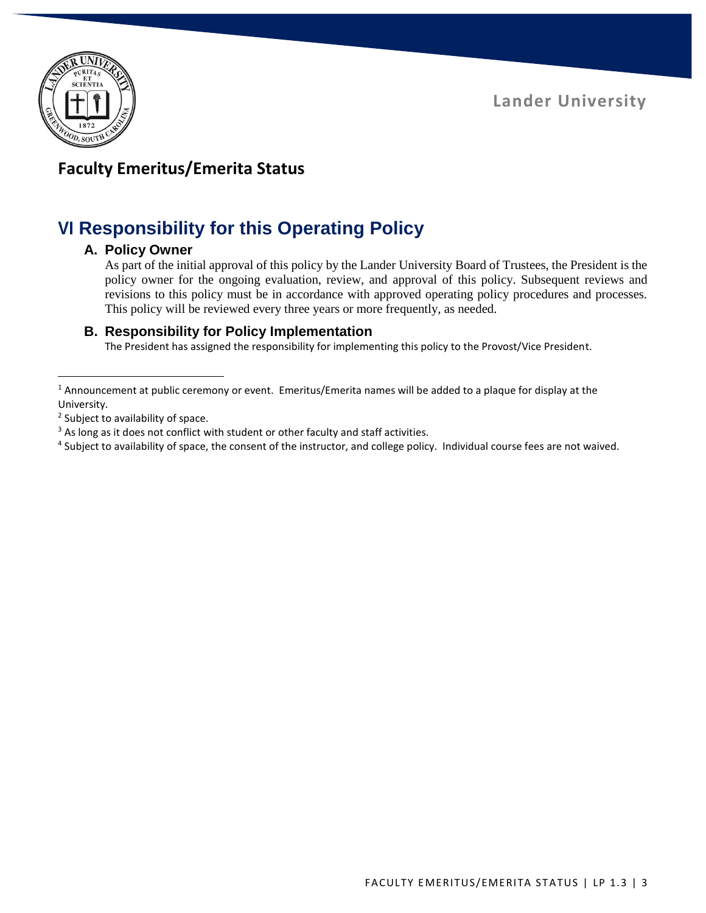## Faculty Emeritus/Emerita Status

# VI Responsibility for this Operating Policy

### A. Policy Owner

As part of the initial approval of this policy by the Lander University Board of Trustees, the President is the policy owner for the ongoing evaluation, review, and approval of this policy. Subsequent reviews and revisions to this policy must be in accordance with approved operating policy procedures and processes. This policy will be reviewed every three years or more frequently, as needed.

### B. Responsibility for Policy Implementation

The President has assigned the responsibility for implementing this policy to the Provost/Vice President.

---

[1] Announcement at public ceremony or event. Emeritus/Emerita names will be added to a plaque for display at the University.

[2] Subject to availability of space.

[3] As long as it does not conflict with student or other faculty and staff activities.

[4] Subject to availability of space, the consent of the instructor, and college policy. Individual course fees are not waived.